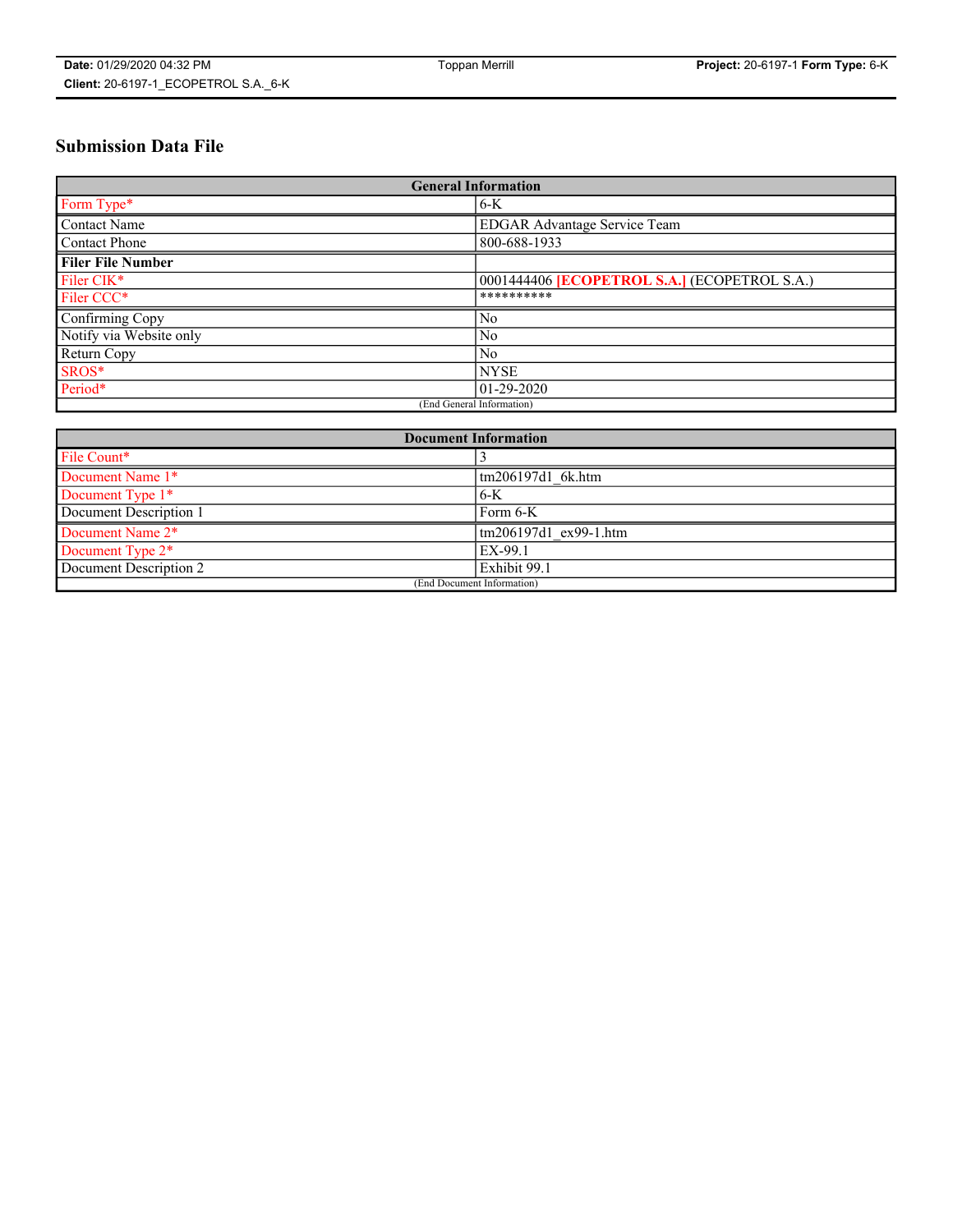Date: 01/29/2020 04:32 PM | Toppan Merrill | Project: 20-6197-1 Form Type: 6-K
Client: 20-6197-1_ECOPETROL S.A._6-K

## Submission Data File

| General Information | |
|---|---|
| Form Type* | 6-K |
| Contact Name | EDGAR Advantage Service Team |
| Contact Phone | 800-688-1933 |
| **Filer File Number** | |
| Filer CIK* | 0001444406 **[ECOPETROL S.A.]** (ECOPETROL S.A.) |
| Filer CCC* | ********** |
| Confirming Copy | No |
| Notify via Website only | No |
| Return Copy | No |
| SROS* | NYSE |
| Period* | 01-29-2020 |
| (End General Information) | |

| Document Information | |
|---|---|
| File Count* | 3 |
| Document Name 1* | tm206197d1_6k.htm |
| Document Type 1* | 6-K |
| Document Description 1 | Form 6-K |
| Document Name 2* | tm206197d1_ex99-1.htm |
| Document Type 2* | EX-99.1 |
| Document Description 2 | Exhibit 99.1 |
| (End Document Information) | |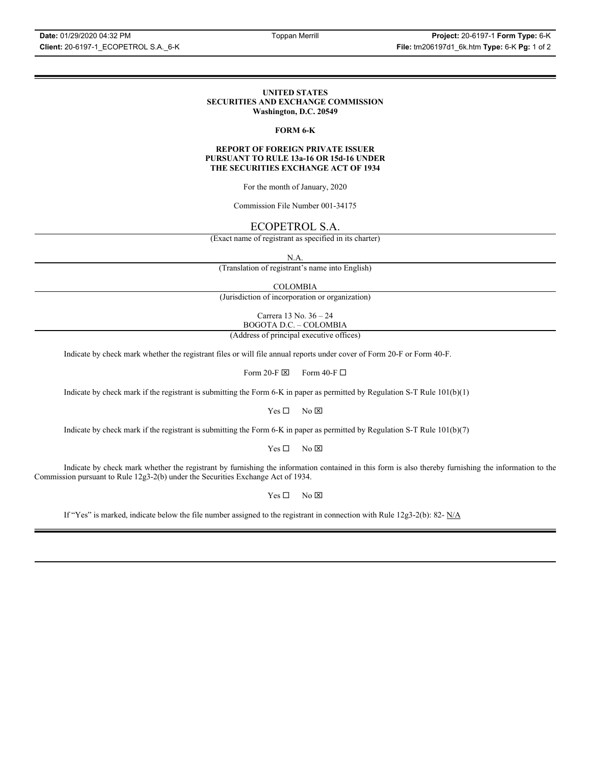**UNITED STATES**
**SECURITIES AND EXCHANGE COMMISSION**
**Washington, D.C. 20549**

**FORM 6-K**

**REPORT OF FOREIGN PRIVATE ISSUER**
**PURSUANT TO RULE 13a-16 OR 15d-16 UNDER**
**THE SECURITIES EXCHANGE ACT OF 1934**

For the month of January, 2020

Commission File Number 001-34175

ECOPETROL S.A.

(Exact name of registrant as specified in its charter)

N.A.

(Translation of registrant's name into English)

COLOMBIA

(Jurisdiction of incorporation or organization)

Carrera 13 No. 36 – 24
BOGOTA D.C. – COLOMBIA

(Address of principal executive offices)

Indicate by check mark whether the registrant files or will file annual reports under cover of Form 20-F or Form 40-F.

Form 20-F ☒ Form 40-F ☐

Indicate by check mark if the registrant is submitting the Form 6-K in paper as permitted by Regulation S-T Rule 101(b)(1)

Yes ☐ No ☒

Indicate by check mark if the registrant is submitting the Form 6-K in paper as permitted by Regulation S-T Rule 101(b)(7)

Yes ☐ No ☒

Indicate by check mark whether the registrant by furnishing the information contained in this form is also thereby furnishing the information to the Commission pursuant to Rule 12g3-2(b) under the Securities Exchange Act of 1934.

Yes ☐ No ☒

If "Yes" is marked, indicate below the file number assigned to the registrant in connection with Rule 12g3-2(b): 82- N/A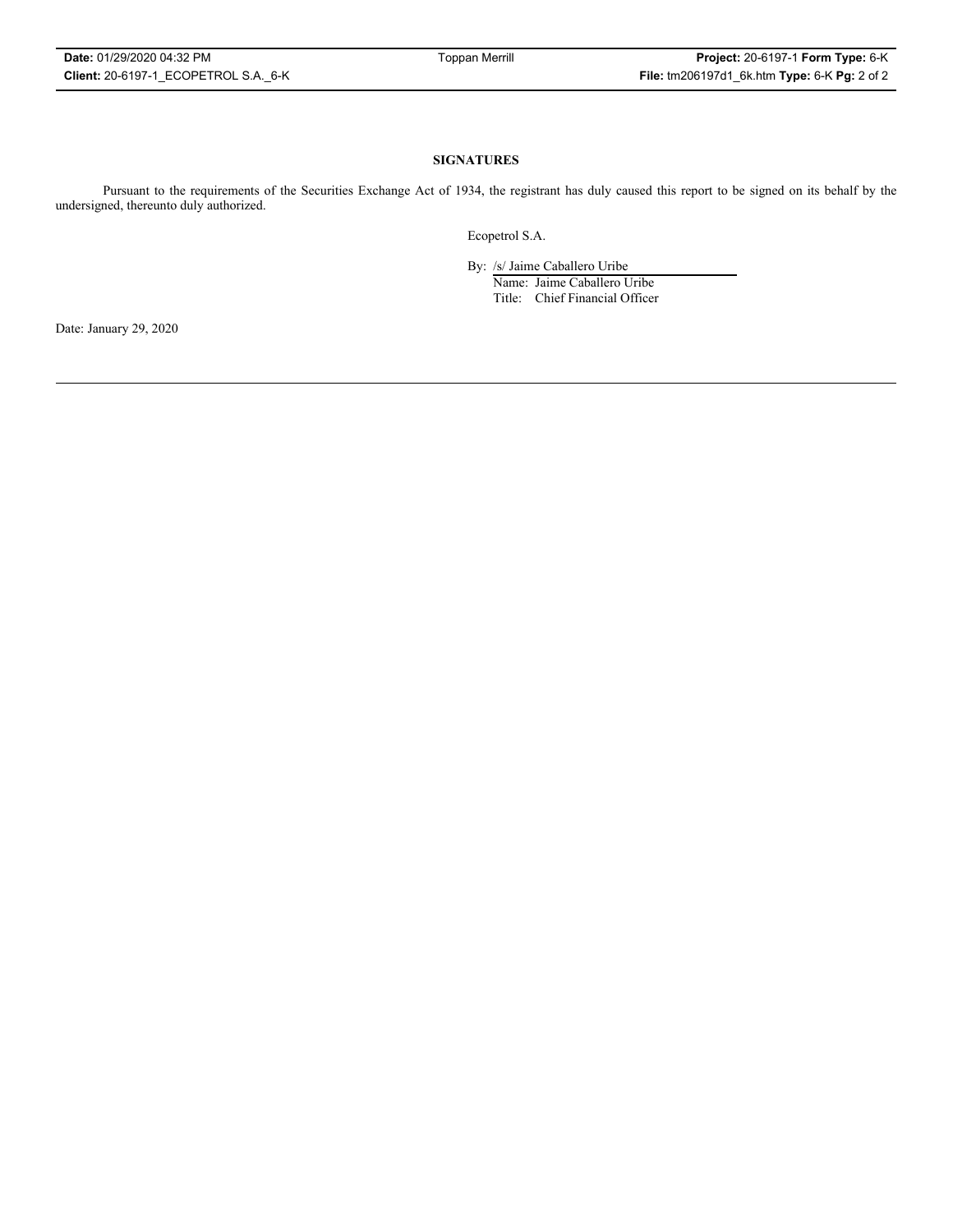**SIGNATURES**

Pursuant to the requirements of the Securities Exchange Act of 1934, the registrant has duly caused this report to be signed on its behalf by the undersigned, thereunto duly authorized.

Ecopetrol S.A.

By: /s/ Jaime Caballero Uribe
Name: Jaime Caballero Uribe
Title: Chief Financial Officer

Date: January 29, 2020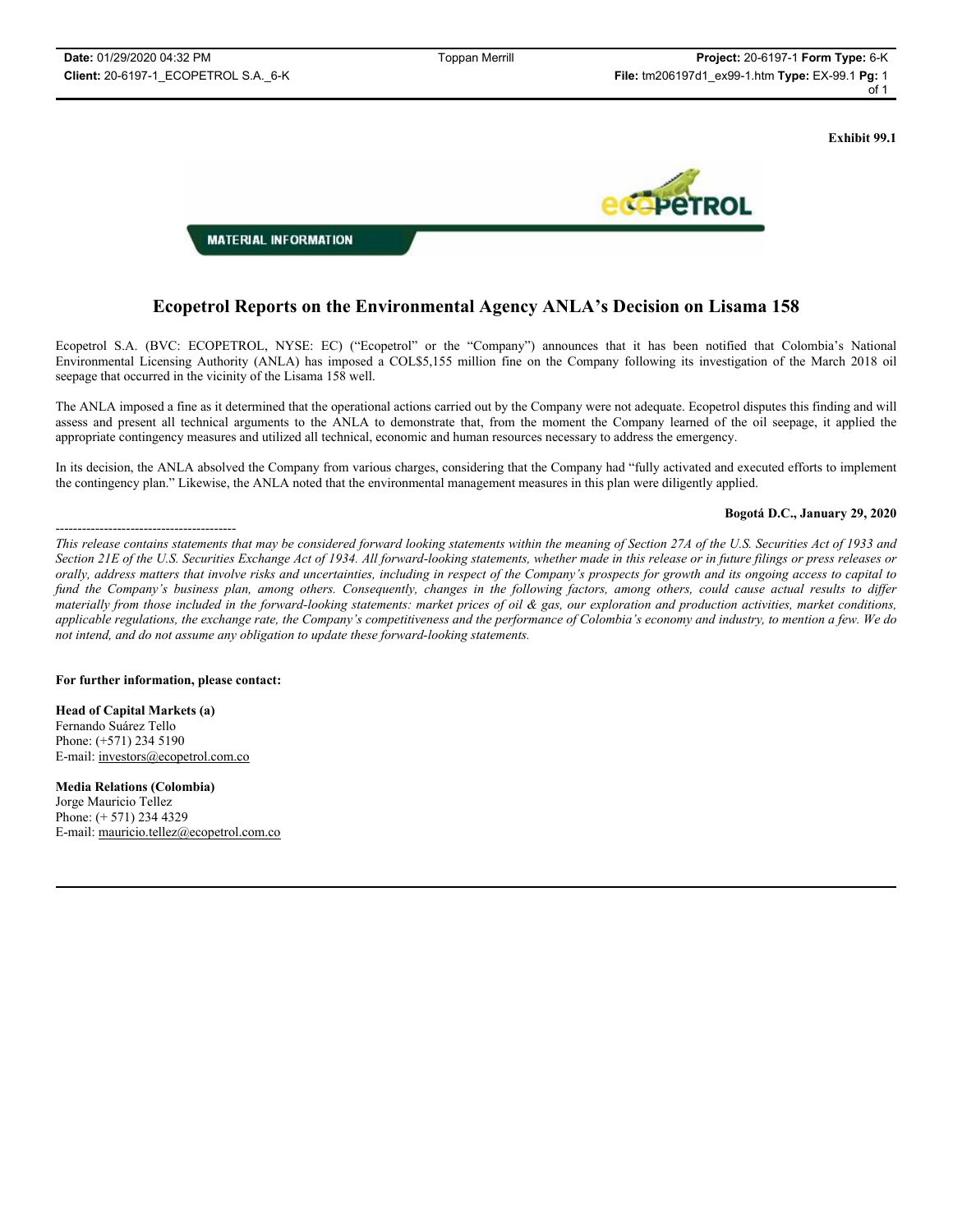**Exhibit 99.1**

MATERIAL INFORMATION

# Ecopetrol Reports on the Environmental Agency ANLA's Decision on Lisama 158

Ecopetrol S.A. (BVC: ECOPETROL, NYSE: EC) ("Ecopetrol" or the "Company") announces that it has been notified that Colombia's National Environmental Licensing Authority (ANLA) has imposed a COL$5,155 million fine on the Company following its investigation of the March 2018 oil seepage that occurred in the vicinity of the Lisama 158 well.

The ANLA imposed a fine as it determined that the operational actions carried out by the Company were not adequate. Ecopetrol disputes this finding and will assess and present all technical arguments to the ANLA to demonstrate that, from the moment the Company learned of the oil seepage, it applied the appropriate contingency measures and utilized all technical, economic and human resources necessary to address the emergency.

In its decision, the ANLA absolved the Company from various charges, considering that the Company had "fully activated and executed efforts to implement the contingency plan." Likewise, the ANLA noted that the environmental management measures in this plan were diligently applied.

**Bogotá D.C., January 29, 2020**

------------------------------------------

*This release contains statements that may be considered forward looking statements within the meaning of Section 27A of the U.S. Securities Act of 1933 and Section 21E of the U.S. Securities Exchange Act of 1934. All forward-looking statements, whether made in this release or in future filings or press releases or orally, address matters that involve risks and uncertainties, including in respect of the Company's prospects for growth and its ongoing access to capital to fund the Company's business plan, among others. Consequently, changes in the following factors, among others, could cause actual results to differ materially from those included in the forward-looking statements: market prices of oil & gas, our exploration and production activities, market conditions, applicable regulations, the exchange rate, the Company's competitiveness and the performance of Colombia's economy and industry, to mention a few. We do not intend, and do not assume any obligation to update these forward-looking statements.*

**For further information, please contact:**

**Head of Capital Markets (a)**
Fernando Suárez Tello
Phone: (+571) 234 5190
E-mail: investors@ecopetrol.com.co

**Media Relations (Colombia)**
Jorge Mauricio Tellez
Phone: (+ 571) 234 4329
E-mail: mauricio.tellez@ecopetrol.com.co